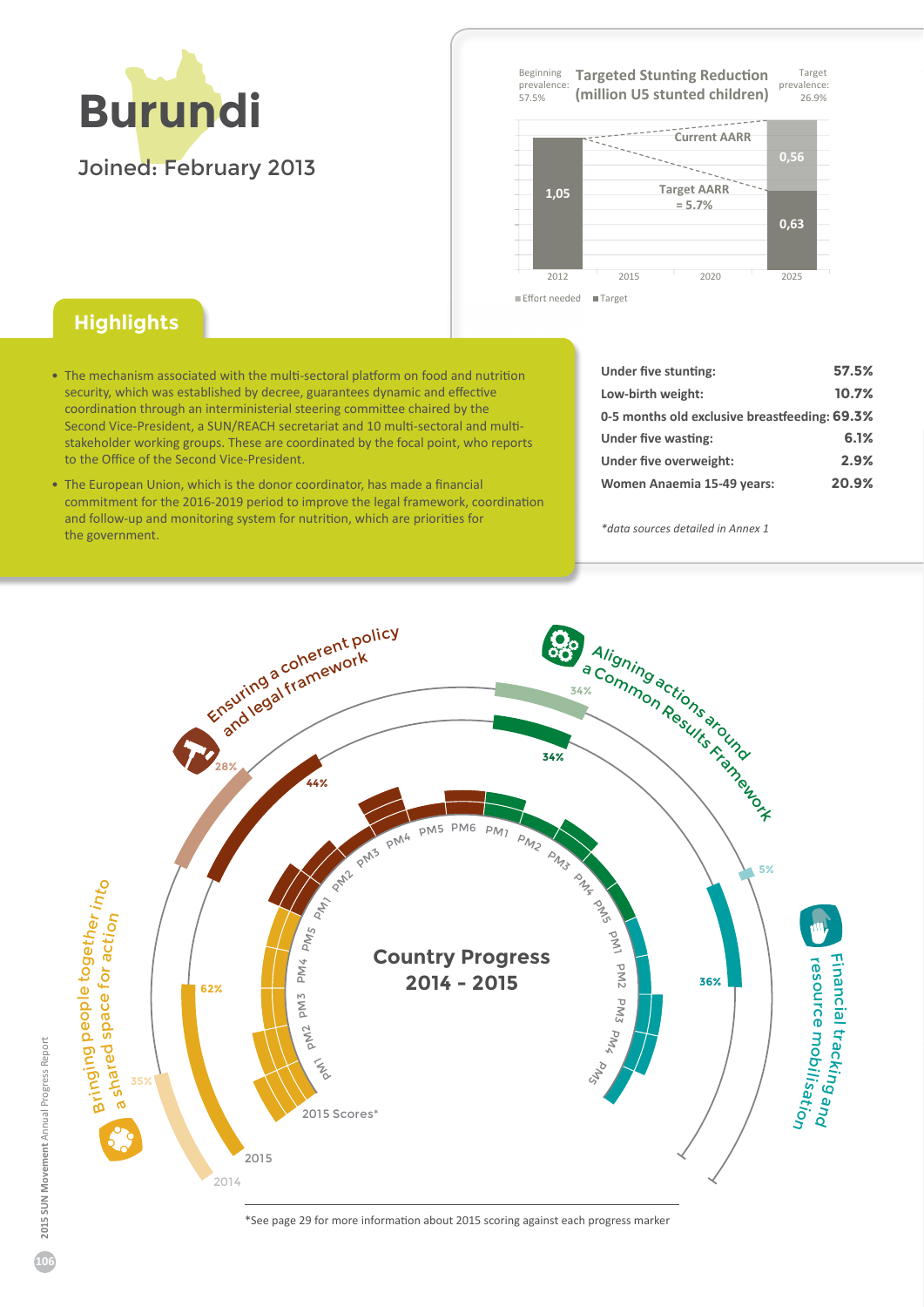# Burundi

Joined: February 2013

## Targeted Stunting Reduction (million U5 stunted children)

Beginning prevalence: 57.5%

Target prevalence: 26.9%

| | 2012 | 2015 | 2020 | 2025 |
|---|---|---|---|---|
| Effort needed | | | | 0,56 |
| Target | 1,05 | | | 0,63 |

Current AARR

Target AARR = 5.7%

## Highlights

- The mechanism associated with the multi-sectoral platform on food and nutrition security, which was established by decree, guarantees dynamic and effective coordination through an interministerial steering committee chaired by the Second Vice-President, a SUN/REACH secretariat and 10 multi-sectoral and multi-stakeholder working groups. These are coordinated by the focal point, who reports to the Office of the Second Vice-President.
- The European Union, which is the donor coordinator, has made a financial commitment for the 2016-2019 period to improve the legal framework, coordination and follow-up and monitoring system for nutrition, which are priorities for the government.

| | |
|---|---|
| **Under five stunting:** | **57.5%** |
| **Low-birth weight:** | **10.7%** |
| **0-5 months old exclusive breastfeeding:** | **69.3%** |
| **Under five wasting:** | **6.1%** |
| **Under five overweight:** | **2.9%** |
| **Women Anaemia 15-49 years:** | **20.9%** |

*data sources detailed in Annex 1

## Country Progress 2014 - 2015

| Process | 2014 | 2015 |
|---|---|---|
| Bringing people together into a shared space for action | 35% | 62% |
| Ensuring a coherent policy and legal framework | 28% | 44% |
| Aligning actions around a Common Results Framework | 34% | 34% |
| Financial tracking and resource mobilisation | 5% | 36% |

2015 Scores*

*See page 29 for more information about 2015 scoring against each progress marker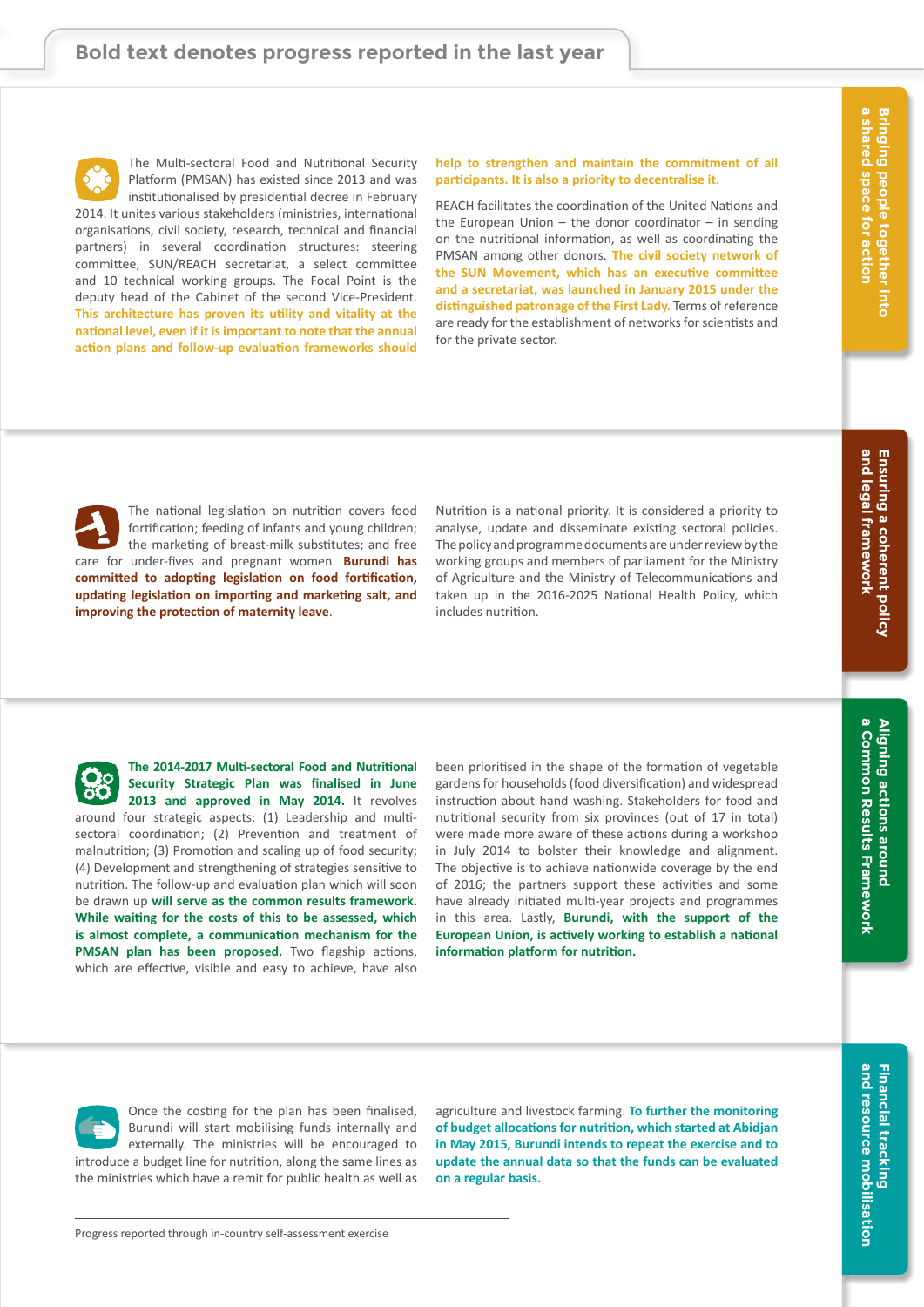Bold text denotes progress reported in the last year

## Bringing people together into a shared space for action

The Multi-sectoral Food and Nutritional Security Platform (PMSAN) has existed since 2013 and was institutionalised by presidential decree in February 2014. It unites various stakeholders (ministries, international organisations, civil society, research, technical and financial partners) in several coordination structures: steering committee, SUN/REACH secretariat, a select committee and 10 technical working groups. The Focal Point is the deputy head of the Cabinet of the second Vice-President. **This architecture has proven its utility and vitality at the national level, even if it is important to note that the annual action plans and follow-up evaluation frameworks should help to strengthen and maintain the commitment of all participants. It is also a priority to decentralise it.**

REACH facilitates the coordination of the United Nations and the European Union – the donor coordinator – in sending on the nutritional information, as well as coordinating the PMSAN among other donors. **The civil society network of the SUN Movement, which has an executive committee and a secretariat, was launched in January 2015 under the distinguished patronage of the First Lady.** Terms of reference are ready for the establishment of networks for scientists and for the private sector.

## Ensuring a coherent policy and legal framework

The national legislation on nutrition covers food fortification; feeding of infants and young children; the marketing of breast-milk substitutes; and free care for under-fives and pregnant women. **Burundi has committed to adopting legislation on food fortification, updating legislation on importing and marketing salt, and improving the protection of maternity leave**.

Nutrition is a national priority. It is considered a priority to analyse, update and disseminate existing sectoral policies. The policy and programme documents are under review by the working groups and members of parliament for the Ministry of Agriculture and the Ministry of Telecommunications and taken up in the 2016-2025 National Health Policy, which includes nutrition.

## Aligning actions around a Common Results Framework

**The 2014-2017 Multi-sectoral Food and Nutritional Security Strategic Plan was finalised in June 2013 and approved in May 2014.** It revolves around four strategic aspects: (1) Leadership and multi-sectoral coordination; (2) Prevention and treatment of malnutrition; (3) Promotion and scaling up of food security; (4) Development and strengthening of strategies sensitive to nutrition. The follow-up and evaluation plan which will soon be drawn up **will serve as the common results framework. While waiting for the costs of this to be assessed, which is almost complete, a communication mechanism for the PMSAN plan has been proposed.** Two flagship actions, which are effective, visible and easy to achieve, have also been prioritised in the shape of the formation of vegetable gardens for households (food diversification) and widespread instruction about hand washing. Stakeholders for food and nutritional security from six provinces (out of 17 in total) were made more aware of these actions during a workshop in July 2014 to bolster their knowledge and alignment. The objective is to achieve nationwide coverage by the end of 2016; the partners support these activities and some have already initiated multi-year projects and programmes in this area. Lastly, **Burundi, with the support of the European Union, is actively working to establish a national information platform for nutrition.**

## Financial tracking and resource mobilisation

Once the costing for the plan has been finalised, Burundi will start mobilising funds internally and externally. The ministries will be encouraged to introduce a budget line for nutrition, along the same lines as the ministries which have a remit for public health as well as agriculture and livestock farming. **To further the monitoring of budget allocations for nutrition, which started at Abidjan in May 2015, Burundi intends to repeat the exercise and to update the annual data so that the funds can be evaluated on a regular basis.**

Progress reported through in-country self-assessment exercise